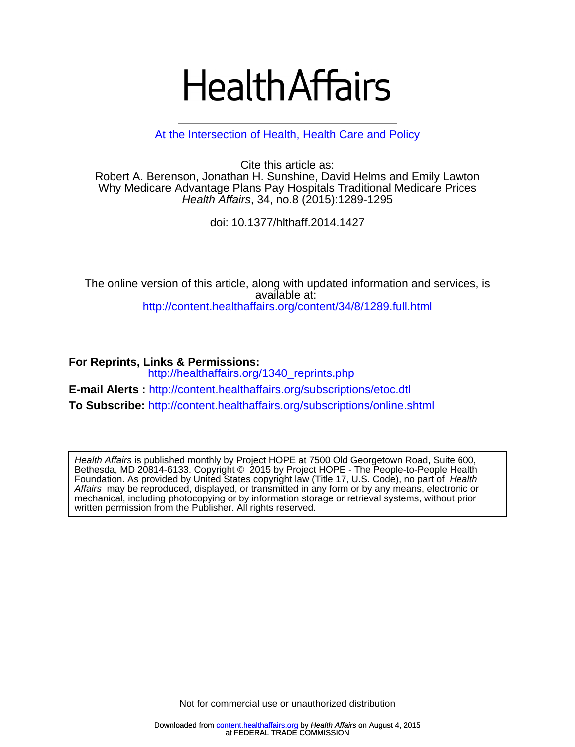# Health Affairs

At the Intersection of Health, Health Care and Policy

Cite this article as:
Robert A. Berenson, Jonathan H. Sunshine, David Helms and Emily Lawton
Why Medicare Advantage Plans Pay Hospitals Traditional Medicare Prices
*Health Affairs*, 34, no.8 (2015):1289-1295

doi: 10.1377/hlthaff.2014.1427

The online version of this article, along with updated information and services, is available at:
http://content.healthaffairs.org/content/34/8/1289.full.html

**For Reprints, Links & Permissions:**
http://healthaffairs.org/1340_reprints.php

**E-mail Alerts :** http://content.healthaffairs.org/subscriptions/etoc.dtl

**To Subscribe:** http://content.healthaffairs.org/subscriptions/online.shtml

*Health Affairs* is published monthly by Project HOPE at 7500 Old Georgetown Road, Suite 600, Bethesda, MD 20814-6133. Copyright © 2015 by Project HOPE - The People-to-People Health Foundation. As provided by United States copyright law (Title 17, U.S. Code), no part of *Health Affairs* may be reproduced, displayed, or transmitted in any form or by any means, electronic or mechanical, including photocopying or by information storage or retrieval systems, without prior written permission from the Publisher. All rights reserved.

Not for commercial use or unauthorized distribution

Downloaded from content.healthaffairs.org by *Health Affairs* on August 4, 2015
at FEDERAL TRADE COMMISSION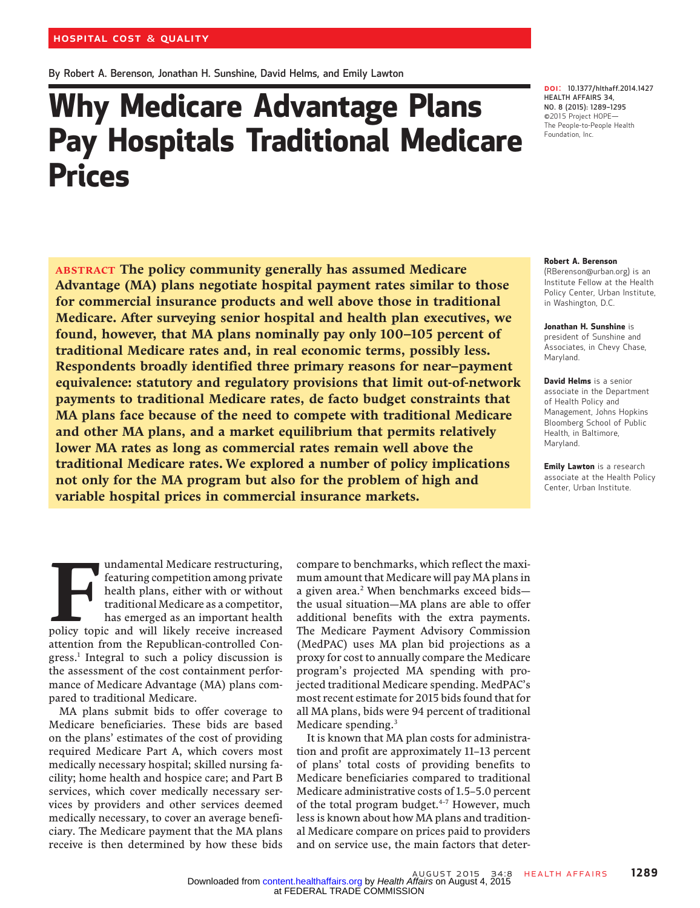HOSPITAL COST & QUALITY

By Robert A. Berenson, Jonathan H. Sunshine, David Helms, and Emily Lawton

# Why Medicare Advantage Plans Pay Hospitals Traditional Medicare Prices

DOI: 10.1377/hlthaff.2014.1427
HEALTH AFFAIRS 34,
NO. 8 (2015): 1289–1295
©2015 Project HOPE—
The People-to-People Health Foundation, Inc.

**ABSTRACT The policy community generally has assumed Medicare Advantage (MA) plans negotiate hospital payment rates similar to those for commercial insurance products and well above those in traditional Medicare. After surveying senior hospital and health plan executives, we found, however, that MA plans nominally pay only 100–105 percent of traditional Medicare rates and, in real economic terms, possibly less. Respondents broadly identified three primary reasons for near–payment equivalence: statutory and regulatory provisions that limit out-of-network payments to traditional Medicare rates, de facto budget constraints that MA plans face because of the need to compete with traditional Medicare and other MA plans, and a market equilibrium that permits relatively lower MA rates as long as commercial rates remain well above the traditional Medicare rates. We explored a number of policy implications not only for the MA program but also for the problem of high and variable hospital prices in commercial insurance markets.**

**Robert A. Berenson** (RBerenson@urban.org) is an Institute Fellow at the Health Policy Center, Urban Institute, in Washington, D.C.

**Jonathan H. Sunshine** is president of Sunshine and Associates, in Chevy Chase, Maryland.

**David Helms** is a senior associate in the Department of Health Policy and Management, Johns Hopkins Bloomberg School of Public Health, in Baltimore, Maryland.

**Emily Lawton** is a research associate at the Health Policy Center, Urban Institute.

Fundamental Medicare restructuring, featuring competition among private health plans, either with or without traditional Medicare as a competitor, has emerged as an important health policy topic and will likely receive increased attention from the Republican-controlled Congress.[1] Integral to such a policy discussion is the assessment of the cost containment performance of Medicare Advantage (MA) plans compared to traditional Medicare.

MA plans submit bids to offer coverage to Medicare beneficiaries. These bids are based on the plans' estimates of the cost of providing required Medicare Part A, which covers most medically necessary hospital; skilled nursing facility; home health and hospice care; and Part B services, which cover medically necessary services by providers and other services deemed medically necessary, to cover an average beneficiary. The Medicare payment that the MA plans receive is then determined by how these bids compare to benchmarks, which reflect the maximum amount that Medicare will pay MA plans in a given area.[2] When benchmarks exceed bids—the usual situation—MA plans are able to offer additional benefits with the extra payments. The Medicare Payment Advisory Commission (MedPAC) uses MA plan bid projections as a proxy for cost to annually compare the Medicare program's projected MA spending with projected traditional Medicare spending. MedPAC's most recent estimate for 2015 bids found that for all MA plans, bids were 94 percent of traditional Medicare spending.[3]

It is known that MA plan costs for administration and profit are approximately 11–13 percent of plans' total costs of providing benefits to Medicare beneficiaries compared to traditional Medicare administrative costs of 1.5–5.0 percent of the total program budget.[4–7] However, much less is known about how MA plans and traditional Medicare compare on prices paid to providers and on service use, the main factors that deter-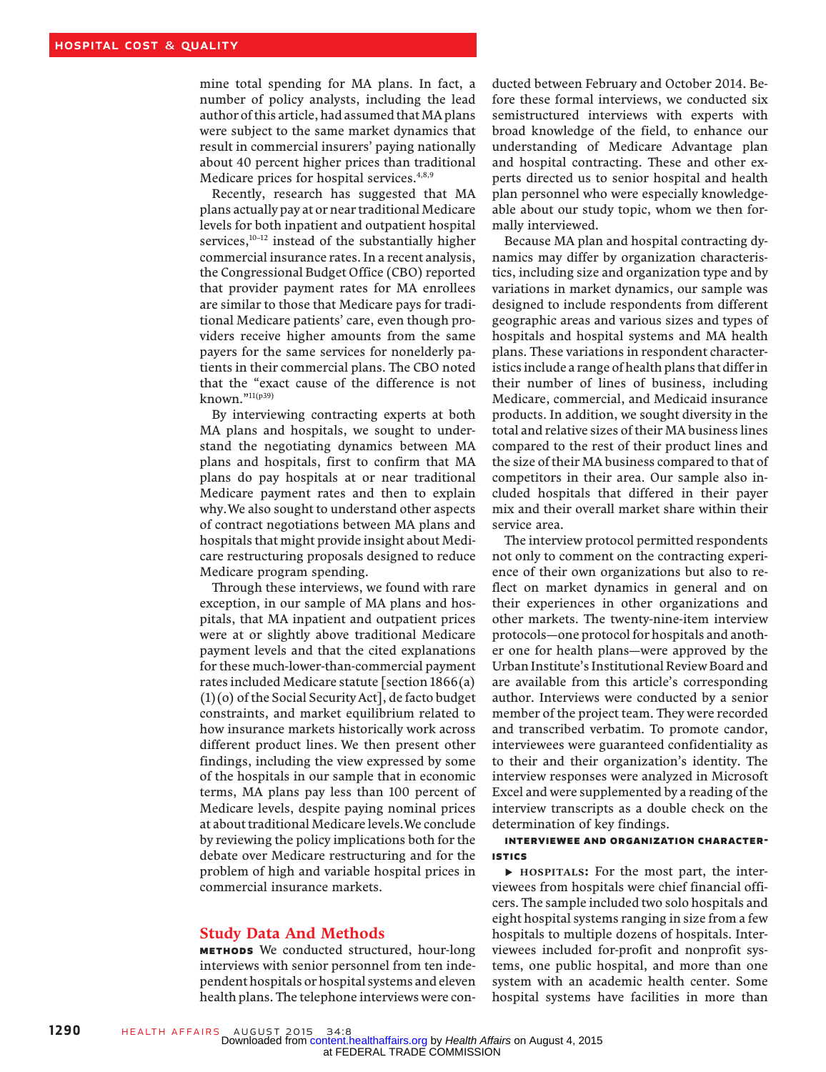mine total spending for MA plans. In fact, a number of policy analysts, including the lead author of this article, had assumed that MA plans were subject to the same market dynamics that result in commercial insurers' paying nationally about 40 percent higher prices than traditional Medicare prices for hospital services.[4,8,9]

Recently, research has suggested that MA plans actually pay at or near traditional Medicare levels for both inpatient and outpatient hospital services,[10–12] instead of the substantially higher commercial insurance rates. In a recent analysis, the Congressional Budget Office (CBO) reported that provider payment rates for MA enrollees are similar to those that Medicare pays for traditional Medicare patients' care, even though providers receive higher amounts from the same payers for the same services for nonelderly patients in their commercial plans. The CBO noted that the "exact cause of the difference is not known."[11(p39)]

By interviewing contracting experts at both MA plans and hospitals, we sought to understand the negotiating dynamics between MA plans and hospitals, first to confirm that MA plans do pay hospitals at or near traditional Medicare payment rates and then to explain why. We also sought to understand other aspects of contract negotiations between MA plans and hospitals that might provide insight about Medicare restructuring proposals designed to reduce Medicare program spending.

Through these interviews, we found with rare exception, in our sample of MA plans and hospitals, that MA inpatient and outpatient prices were at or slightly above traditional Medicare payment levels and that the cited explanations for these much-lower-than-commercial payment rates included Medicare statute [section 1866(a)(1)(o) of the Social Security Act], de facto budget constraints, and market equilibrium related to how insurance markets historically work across different product lines. We then present other findings, including the view expressed by some of the hospitals in our sample that in economic terms, MA plans pay less than 100 percent of Medicare levels, despite paying nominal prices at about traditional Medicare levels. We conclude by reviewing the policy implications both for the debate over Medicare restructuring and for the problem of high and variable hospital prices in commercial insurance markets.

## Study Data And Methods

**METHODS** We conducted structured, hour-long interviews with senior personnel from ten independent hospitals or hospital systems and eleven health plans. The telephone interviews were conducted between February and October 2014. Before these formal interviews, we conducted six semistructured interviews with experts with broad knowledge of the field, to enhance our understanding of Medicare Advantage plan and hospital contracting. These and other experts directed us to senior hospital and health plan personnel who were especially knowledgeable about our study topic, whom we then formally interviewed.

Because MA plan and hospital contracting dynamics may differ by organization characteristics, including size and organization type and by variations in market dynamics, our sample was designed to include respondents from different geographic areas and various sizes and types of hospitals and hospital systems and MA health plans. These variations in respondent characteristics include a range of health plans that differ in their number of lines of business, including Medicare, commercial, and Medicaid insurance products. In addition, we sought diversity in the total and relative sizes of their MA business lines compared to the rest of their product lines and the size of their MA business compared to that of competitors in their area. Our sample also included hospitals that differed in their payer mix and their overall market share within their service area.

The interview protocol permitted respondents not only to comment on the contracting experience of their own organizations but also to reflect on market dynamics in general and on their experiences in other organizations and other markets. The twenty-nine-item interview protocols—one protocol for hospitals and another one for health plans—were approved by the Urban Institute's Institutional Review Board and are available from this article's corresponding author. Interviews were conducted by a senior member of the project team. They were recorded and transcribed verbatim. To promote candor, interviewees were guaranteed confidentiality as to their and their organization's identity. The interview responses were analyzed in Microsoft Excel and were supplemented by a reading of the interview transcripts as a double check on the determination of key findings.

**INTERVIEWEE AND ORGANIZATION CHARACTERISTICS**

▶ **HOSPITALS:** For the most part, the interviewees from hospitals were chief financial officers. The sample included two solo hospitals and eight hospital systems ranging in size from a few hospitals to multiple dozens of hospitals. Interviewees included for-profit and nonprofit systems, one public hospital, and more than one system with an academic health center. Some hospital systems have facilities in more than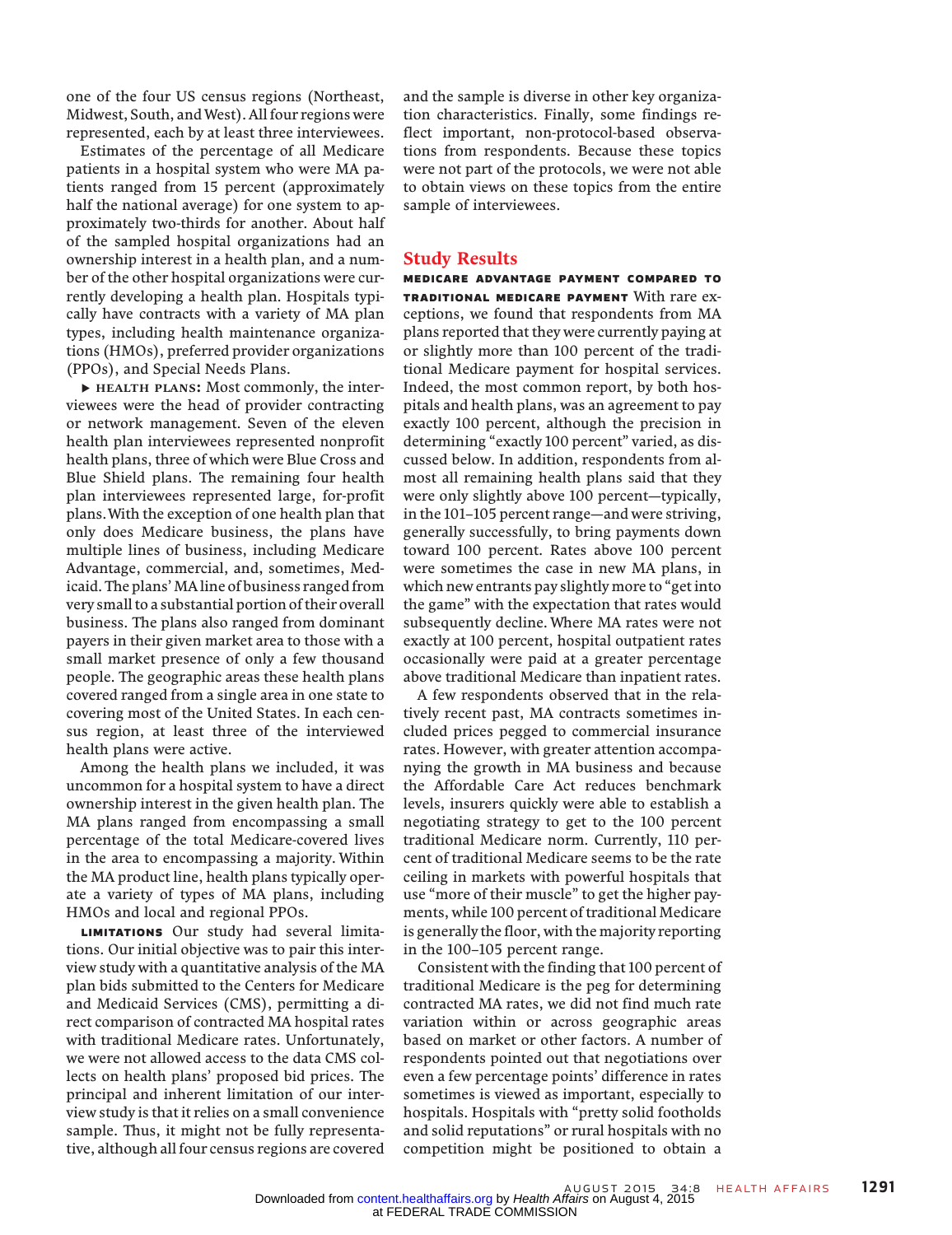one of the four US census regions (Northeast, Midwest, South, and West). All four regions were represented, each by at least three interviewees.

Estimates of the percentage of all Medicare patients in a hospital system who were MA patients ranged from 15 percent (approximately half the national average) for one system to approximately two-thirds for another. About half of the sampled hospital organizations had an ownership interest in a health plan, and a number of the other hospital organizations were currently developing a health plan. Hospitals typically have contracts with a variety of MA plan types, including health maintenance organizations (HMOs), preferred provider organizations (PPOs), and Special Needs Plans.

▸ **HEALTH PLANS:** Most commonly, the interviewees were the head of provider contracting or network management. Seven of the eleven health plan interviewees represented nonprofit health plans, three of which were Blue Cross and Blue Shield plans. The remaining four health plan interviewees represented large, for-profit plans. With the exception of one health plan that only does Medicare business, the plans have multiple lines of business, including Medicare Advantage, commercial, and, sometimes, Medicaid. The plans' MA line of business ranged from very small to a substantial portion of their overall business. The plans also ranged from dominant payers in their given market area to those with a small market presence of only a few thousand people. The geographic areas these health plans covered ranged from a single area in one state to covering most of the United States. In each census region, at least three of the interviewed health plans were active.

Among the health plans we included, it was uncommon for a hospital system to have a direct ownership interest in the given health plan. The MA plans ranged from encompassing a small percentage of the total Medicare-covered lives in the area to encompassing a majority. Within the MA product line, health plans typically operate a variety of types of MA plans, including HMOs and local and regional PPOs.

**LIMITATIONS** Our study had several limitations. Our initial objective was to pair this interview study with a quantitative analysis of the MA plan bids submitted to the Centers for Medicare and Medicaid Services (CMS), permitting a direct comparison of contracted MA hospital rates with traditional Medicare rates. Unfortunately, we were not allowed access to the data CMS collects on health plans' proposed bid prices. The principal and inherent limitation of our interview study is that it relies on a small convenience sample. Thus, it might not be fully representative, although all four census regions are covered and the sample is diverse in other key organization characteristics. Finally, some findings reflect important, non-protocol-based observations from respondents. Because these topics were not part of the protocols, we were not able to obtain views on these topics from the entire sample of interviewees.

## Study Results

**MEDICARE ADVANTAGE PAYMENT COMPARED TO TRADITIONAL MEDICARE PAYMENT** With rare exceptions, we found that respondents from MA plans reported that they were currently paying at or slightly more than 100 percent of the traditional Medicare payment for hospital services. Indeed, the most common report, by both hospitals and health plans, was an agreement to pay exactly 100 percent, although the precision in determining "exactly 100 percent" varied, as discussed below. In addition, respondents from almost all remaining health plans said that they were only slightly above 100 percent—typically, in the 101–105 percent range—and were striving, generally successfully, to bring payments down toward 100 percent. Rates above 100 percent were sometimes the case in new MA plans, in which new entrants pay slightly more to "get into the game" with the expectation that rates would subsequently decline. Where MA rates were not exactly at 100 percent, hospital outpatient rates occasionally were paid at a greater percentage above traditional Medicare than inpatient rates.

A few respondents observed that in the relatively recent past, MA contracts sometimes included prices pegged to commercial insurance rates. However, with greater attention accompanying the growth in MA business and because the Affordable Care Act reduces benchmark levels, insurers quickly were able to establish a negotiating strategy to get to the 100 percent traditional Medicare norm. Currently, 110 percent of traditional Medicare seems to be the rate ceiling in markets with powerful hospitals that use "more of their muscle" to get the higher payments, while 100 percent of traditional Medicare is generally the floor, with the majority reporting in the 100–105 percent range.

Consistent with the finding that 100 percent of traditional Medicare is the peg for determining contracted MA rates, we did not find much rate variation within or across geographic areas based on market or other factors. A number of respondents pointed out that negotiations over even a few percentage points' difference in rates sometimes is viewed as important, especially to hospitals. Hospitals with "pretty solid footholds and solid reputations" or rural hospitals with no competition might be positioned to obtain a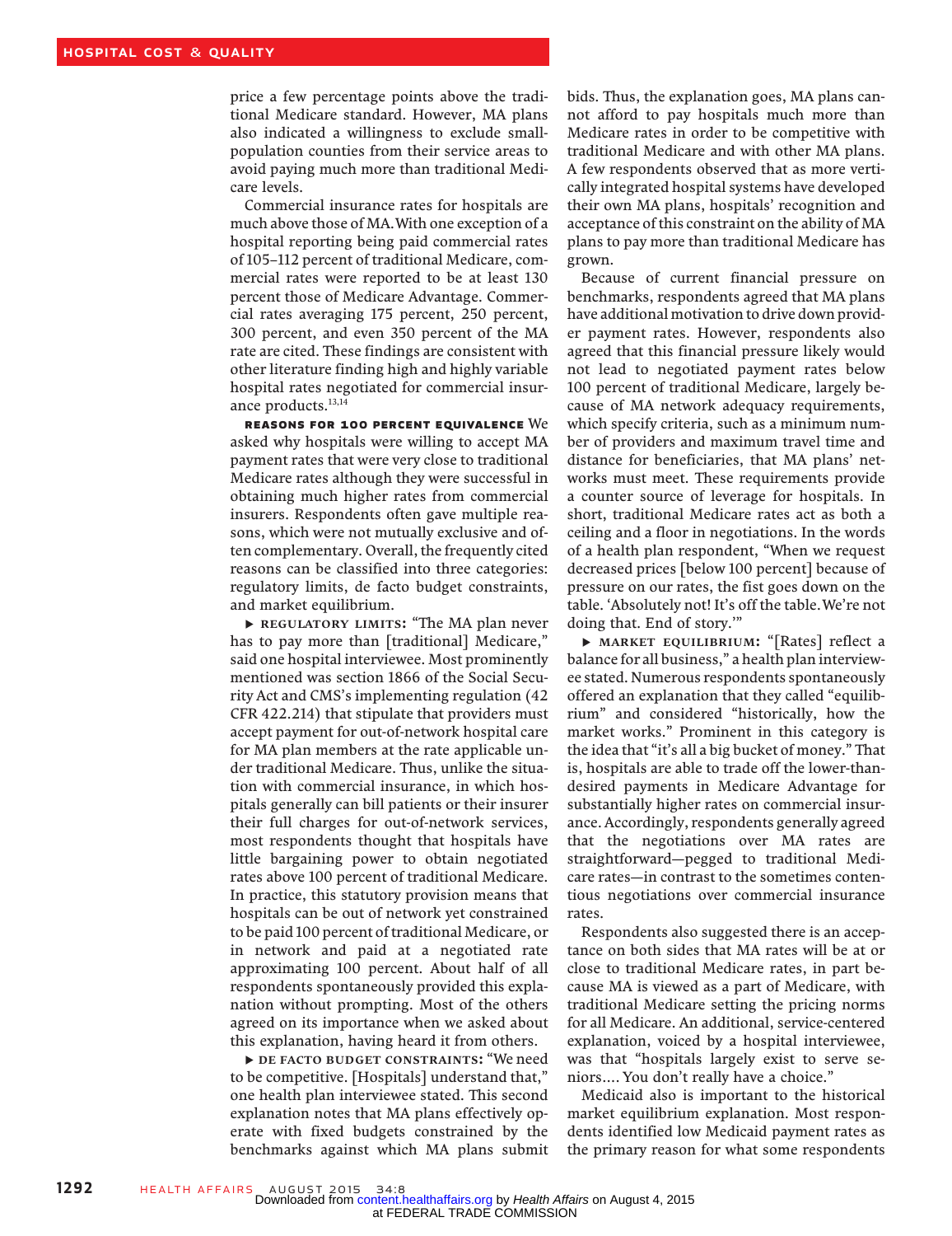price a few percentage points above the traditional Medicare standard. However, MA plans also indicated a willingness to exclude small-population counties from their service areas to avoid paying much more than traditional Medicare levels.

Commercial insurance rates for hospitals are much above those of MA. With one exception of a hospital reporting being paid commercial rates of 105–112 percent of traditional Medicare, commercial rates were reported to be at least 130 percent those of Medicare Advantage. Commercial rates averaging 175 percent, 250 percent, 300 percent, and even 350 percent of the MA rate are cited. These findings are consistent with other literature finding high and highly variable hospital rates negotiated for commercial insurance products.[13,14]

**REASONS FOR 100 PERCENT EQUIVALENCE** We asked why hospitals were willing to accept MA payment rates that were very close to traditional Medicare rates although they were successful in obtaining much higher rates from commercial insurers. Respondents often gave multiple reasons, which were not mutually exclusive and often complementary. Overall, the frequently cited reasons can be classified into three categories: regulatory limits, de facto budget constraints, and market equilibrium.

▸ **REGULATORY LIMITS:** "The MA plan never has to pay more than [traditional] Medicare," said one hospital interviewee. Most prominently mentioned was section 1866 of the Social Security Act and CMS's implementing regulation (42 CFR 422.214) that stipulate that providers must accept payment for out-of-network hospital care for MA plan members at the rate applicable under traditional Medicare. Thus, unlike the situation with commercial insurance, in which hospitals generally can bill patients or their insurer their full charges for out-of-network services, most respondents thought that hospitals have little bargaining power to obtain negotiated rates above 100 percent of traditional Medicare. In practice, this statutory provision means that hospitals can be out of network yet constrained to be paid 100 percent of traditional Medicare, or in network and paid at a negotiated rate approximating 100 percent. About half of all respondents spontaneously provided this explanation without prompting. Most of the others agreed on its importance when we asked about this explanation, having heard it from others.

▸ **DE FACTO BUDGET CONSTRAINTS:** "We need to be competitive. [Hospitals] understand that," one health plan interviewee stated. This second explanation notes that MA plans effectively operate with fixed budgets constrained by the benchmarks against which MA plans submit bids. Thus, the explanation goes, MA plans cannot afford to pay hospitals much more than Medicare rates in order to be competitive with traditional Medicare and with other MA plans. A few respondents observed that as more vertically integrated hospital systems have developed their own MA plans, hospitals' recognition and acceptance of this constraint on the ability of MA plans to pay more than traditional Medicare has grown.

Because of current financial pressure on benchmarks, respondents agreed that MA plans have additional motivation to drive down provider payment rates. However, respondents also agreed that this financial pressure likely would not lead to negotiated payment rates below 100 percent of traditional Medicare, largely because of MA network adequacy requirements, which specify criteria, such as a minimum number of providers and maximum travel time and distance for beneficiaries, that MA plans' networks must meet. These requirements provide a counter source of leverage for hospitals. In short, traditional Medicare rates act as both a ceiling and a floor in negotiations. In the words of a health plan respondent, "When we request decreased prices [below 100 percent] because of pressure on our rates, the fist goes down on the table. 'Absolutely not! It's off the table. We're not doing that. End of story.'"

▸ **MARKET EQUILIBRIUM:** "[Rates] reflect a balance for all business," a health plan interviewee stated. Numerous respondents spontaneously offered an explanation that they called "equilibrium" and considered "historically, how the market works." Prominent in this category is the idea that "it's all a big bucket of money." That is, hospitals are able to trade off the lower-than-desired payments in Medicare Advantage for substantially higher rates on commercial insurance. Accordingly, respondents generally agreed that the negotiations over MA rates are straightforward—pegged to traditional Medicare rates—in contrast to the sometimes contentious negotiations over commercial insurance rates.

Respondents also suggested there is an acceptance on both sides that MA rates will be at or close to traditional Medicare rates, in part because MA is viewed as a part of Medicare, with traditional Medicare setting the pricing norms for all Medicare. An additional, service-centered explanation, voiced by a hospital interviewee, was that "hospitals largely exist to serve seniors.… You don't really have a choice."

Medicaid also is important to the historical market equilibrium explanation. Most respondents identified low Medicaid payment rates as the primary reason for what some respondents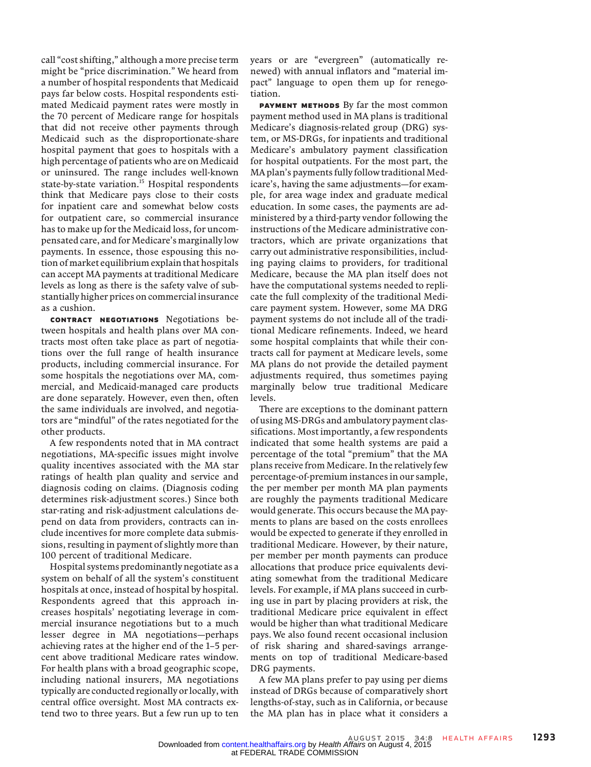call "cost shifting," although a more precise term might be "price discrimination." We heard from a number of hospital respondents that Medicaid pays far below costs. Hospital respondents estimated Medicaid payment rates were mostly in the 70 percent of Medicare range for hospitals that did not receive other payments through Medicaid such as the disproportionate-share hospital payment that goes to hospitals with a high percentage of patients who are on Medicaid or uninsured. The range includes well-known state-by-state variation.[15] Hospital respondents think that Medicare pays close to their costs for inpatient care and somewhat below costs for outpatient care, so commercial insurance has to make up for the Medicaid loss, for uncompensated care, and for Medicare's marginally low payments. In essence, those espousing this notion of market equilibrium explain that hospitals can accept MA payments at traditional Medicare levels as long as there is the safety valve of substantially higher prices on commercial insurance as a cushion.

**CONTRACT NEGOTIATIONS** Negotiations between hospitals and health plans over MA contracts most often take place as part of negotiations over the full range of health insurance products, including commercial insurance. For some hospitals the negotiations over MA, commercial, and Medicaid-managed care products are done separately. However, even then, often the same individuals are involved, and negotiators are "mindful" of the rates negotiated for the other products.

A few respondents noted that in MA contract negotiations, MA-specific issues might involve quality incentives associated with the MA star ratings of health plan quality and service and diagnosis coding on claims. (Diagnosis coding determines risk-adjustment scores.) Since both star-rating and risk-adjustment calculations depend on data from providers, contracts can include incentives for more complete data submissions, resulting in payment of slightly more than 100 percent of traditional Medicare.

Hospital systems predominantly negotiate as a system on behalf of all the system's constituent hospitals at once, instead of hospital by hospital. Respondents agreed that this approach increases hospitals' negotiating leverage in commercial insurance negotiations but to a much lesser degree in MA negotiations—perhaps achieving rates at the higher end of the 1–5 percent above traditional Medicare rates window. For health plans with a broad geographic scope, including national insurers, MA negotiations typically are conducted regionally or locally, with central office oversight. Most MA contracts extend two to three years. But a few run up to ten years or are "evergreen" (automatically renewed) with annual inflators and "material impact" language to open them up for renegotiation.

**PAYMENT METHODS** By far the most common payment method used in MA plans is traditional Medicare's diagnosis-related group (DRG) system, or MS-DRGs, for inpatients and traditional Medicare's ambulatory payment classification for hospital outpatients. For the most part, the MA plan's payments fully follow traditional Medicare's, having the same adjustments—for example, for area wage index and graduate medical education. In some cases, the payments are administered by a third-party vendor following the instructions of the Medicare administrative contractors, which are private organizations that carry out administrative responsibilities, including paying claims to providers, for traditional Medicare, because the MA plan itself does not have the computational systems needed to replicate the full complexity of the traditional Medicare payment system. However, some MA DRG payment systems do not include all of the traditional Medicare refinements. Indeed, we heard some hospital complaints that while their contracts call for payment at Medicare levels, some MA plans do not provide the detailed payment adjustments required, thus sometimes paying marginally below true traditional Medicare levels.

There are exceptions to the dominant pattern of using MS-DRGs and ambulatory payment classifications. Most importantly, a few respondents indicated that some health systems are paid a percentage of the total "premium" that the MA plans receive from Medicare. In the relatively few percentage-of-premium instances in our sample, the per member per month MA plan payments are roughly the payments traditional Medicare would generate. This occurs because the MA payments to plans are based on the costs enrollees would be expected to generate if they enrolled in traditional Medicare. However, by their nature, per member per month payments can produce allocations that produce price equivalents deviating somewhat from the traditional Medicare levels. For example, if MA plans succeed in curbing use in part by placing providers at risk, the traditional Medicare price equivalent in effect would be higher than what traditional Medicare pays. We also found recent occasional inclusion of risk sharing and shared-savings arrangements on top of traditional Medicare-based DRG payments.

A few MA plans prefer to pay using per diems instead of DRGs because of comparatively short lengths-of-stay, such as in California, or because the MA plan has in place what it considers a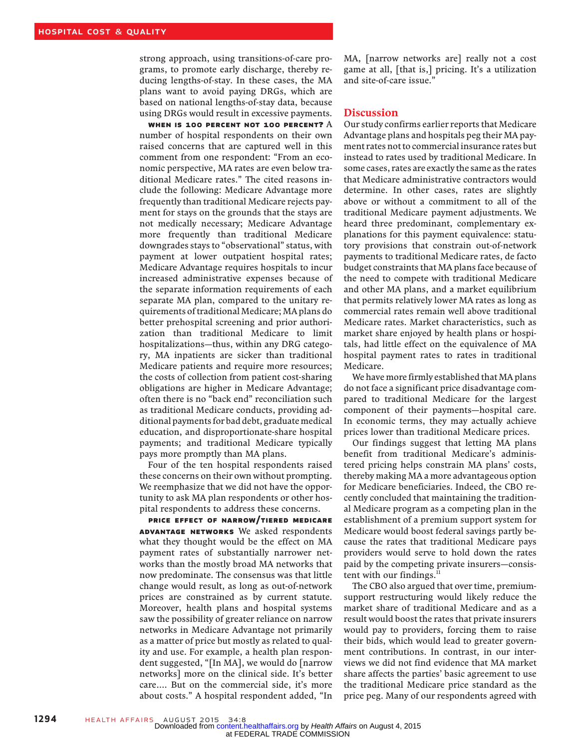strong approach, using transitions-of-care programs, to promote early discharge, thereby reducing lengths-of-stay. In these cases, the MA plans want to avoid paying DRGs, which are based on national lengths-of-stay data, because using DRGs would result in excessive payments.

**When Is 100 Percent Not 100 Percent?** A number of hospital respondents on their own raised concerns that are captured well in this comment from one respondent: "From an economic perspective, MA rates are even below traditional Medicare rates." The cited reasons include the following: Medicare Advantage more frequently than traditional Medicare rejects payment for stays on the grounds that the stays are not medically necessary; Medicare Advantage more frequently than traditional Medicare downgrades stays to "observational" status, with payment at lower outpatient hospital rates; Medicare Advantage requires hospitals to incur increased administrative expenses because of the separate information requirements of each separate MA plan, compared to the unitary requirements of traditional Medicare; MA plans do better prehospital screening and prior authorization than traditional Medicare to limit hospitalizations—thus, within any DRG category, MA inpatients are sicker than traditional Medicare patients and require more resources; the costs of collection from patient cost-sharing obligations are higher in Medicare Advantage; often there is no "back end" reconciliation such as traditional Medicare conducts, providing additional payments for bad debt, graduate medical education, and disproportionate-share hospital payments; and traditional Medicare typically pays more promptly than MA plans.

Four of the ten hospital respondents raised these concerns on their own without prompting. We reemphasize that we did not have the opportunity to ask MA plan respondents or other hospital respondents to address these concerns.

**Price Effect Of Narrow/Tiered Medicare Advantage Networks** We asked respondents what they thought would be the effect on MA payment rates of substantially narrower networks than the mostly broad MA networks that now predominate. The consensus was that little change would result, as long as out-of-network prices are constrained as by current statute. Moreover, health plans and hospital systems saw the possibility of greater reliance on narrow networks in Medicare Advantage not primarily as a matter of price but mostly as related to quality and use. For example, a health plan respondent suggested, "[In MA], we would do [narrow networks] more on the clinical side. It's better care…. But on the commercial side, it's more about costs." A hospital respondent added, "In MA, [narrow networks are] really not a cost game at all, [that is,] pricing. It's a utilization and site-of-care issue."

## Discussion

Our study confirms earlier reports that Medicare Advantage plans and hospitals peg their MA payment rates not to commercial insurance rates but instead to rates used by traditional Medicare. In some cases, rates are exactly the same as the rates that Medicare administrative contractors would determine. In other cases, rates are slightly above or without a commitment to all of the traditional Medicare payment adjustments. We heard three predominant, complementary explanations for this payment equivalence: statutory provisions that constrain out-of-network payments to traditional Medicare rates, de facto budget constraints that MA plans face because of the need to compete with traditional Medicare and other MA plans, and a market equilibrium that permits relatively lower MA rates as long as commercial rates remain well above traditional Medicare rates. Market characteristics, such as market share enjoyed by health plans or hospitals, had little effect on the equivalence of MA hospital payment rates to rates in traditional Medicare.

We have more firmly established that MA plans do not face a significant price disadvantage compared to traditional Medicare for the largest component of their payments—hospital care. In economic terms, they may actually achieve prices lower than traditional Medicare prices.

Our findings suggest that letting MA plans benefit from traditional Medicare's administered pricing helps constrain MA plans' costs, thereby making MA a more advantageous option for Medicare beneficiaries. Indeed, the CBO recently concluded that maintaining the traditional Medicare program as a competing plan in the establishment of a premium support system for Medicare would boost federal savings partly because the rates that traditional Medicare pays providers would serve to hold down the rates paid by the competing private insurers—consistent with our findings.[11]

The CBO also argued that over time, premium-support restructuring would likely reduce the market share of traditional Medicare and as a result would boost the rates that private insurers would pay to providers, forcing them to raise their bids, which would lead to greater government contributions. In contrast, in our interviews we did not find evidence that MA market share affects the parties' basic agreement to use the traditional Medicare price standard as the price peg. Many of our respondents agreed with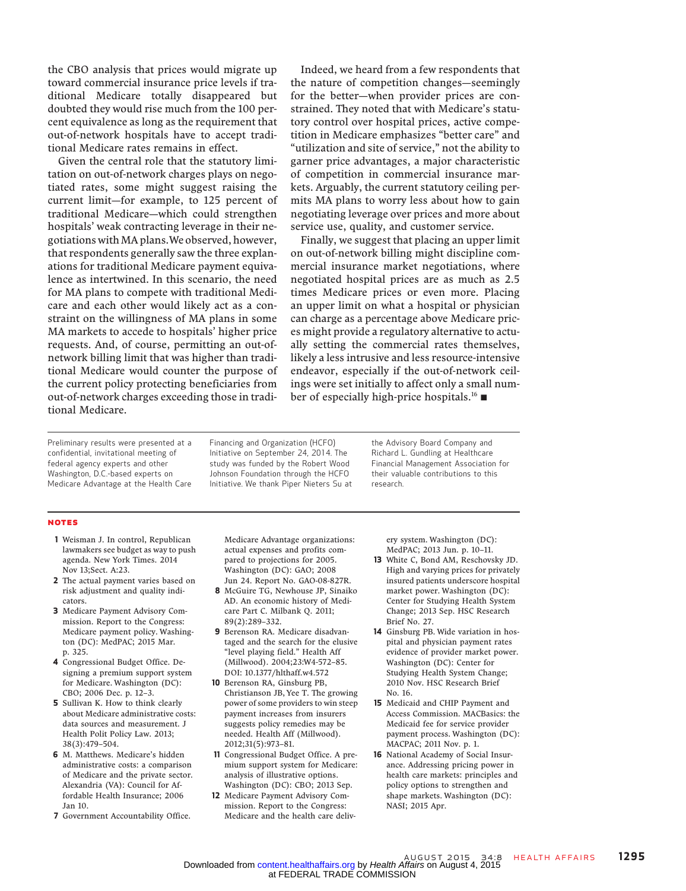the CBO analysis that prices would migrate up toward commercial insurance price levels if traditional Medicare totally disappeared but doubted they would rise much from the 100 percent equivalence as long as the requirement that out-of-network hospitals have to accept traditional Medicare rates remains in effect.

Given the central role that the statutory limitation on out-of-network charges plays on negotiated rates, some might suggest raising the current limit—for example, to 125 percent of traditional Medicare—which could strengthen hospitals' weak contracting leverage in their negotiations with MA plans. We observed, however, that respondents generally saw the three explanations for traditional Medicare payment equivalence as intertwined. In this scenario, the need for MA plans to compete with traditional Medicare and each other would likely act as a constraint on the willingness of MA plans in some MA markets to accede to hospitals' higher price requests. And, of course, permitting an out-of-network billing limit that was higher than traditional Medicare would counter the purpose of the current policy protecting beneficiaries from out-of-network charges exceeding those in traditional Medicare.

Indeed, we heard from a few respondents that the nature of competition changes—seemingly for the better—when provider prices are constrained. They noted that with Medicare's statutory control over hospital prices, active competition in Medicare emphasizes "better care" and "utilization and site of service," not the ability to garner price advantages, a major characteristic of competition in commercial insurance markets. Arguably, the current statutory ceiling permits MA plans to worry less about how to gain negotiating leverage over prices and more about service use, quality, and customer service.

Finally, we suggest that placing an upper limit on out-of-network billing might discipline commercial insurance market negotiations, where negotiated hospital prices are as much as 2.5 times Medicare prices or even more. Placing an upper limit on what a hospital or physician can charge as a percentage above Medicare prices might provide a regulatory alternative to actually setting the commercial rates themselves, likely a less intrusive and less resource-intensive endeavor, especially if the out-of-network ceilings were set initially to affect only a small number of especially high-price hospitals.[16] ■

Preliminary results were presented at a confidential, invitational meeting of federal agency experts and other Washington, D.C.-based experts on Medicare Advantage at the Health Care Financing and Organization (HCFO) Initiative on September 24, 2014. The study was funded by the Robert Wood Johnson Foundation through the HCFO Initiative. We thank Piper Nieters Su at the Advisory Board Company and Richard L. Gundling at Healthcare Financial Management Association for their valuable contributions to this research.

## NOTES

1 Weisman J. In control, Republican lawmakers see budget as way to push agenda. New York Times. 2014 Nov 13;Sect. A:23.

2 The actual payment varies based on risk adjustment and quality indicators.

3 Medicare Payment Advisory Commission. Report to the Congress: Medicare payment policy. Washington (DC): MedPAC; 2015 Mar. p. 325.

4 Congressional Budget Office. Designing a premium support system for Medicare. Washington (DC): CBO; 2006 Dec. p. 12–3.

5 Sullivan K. How to think clearly about Medicare administrative costs: data sources and measurement. J Health Polit Policy Law. 2013; 38(3):479–504.

6 M. Matthews. Medicare's hidden administrative costs: a comparison of Medicare and the private sector. Alexandria (VA): Council for Affordable Health Insurance; 2006 Jan 10.

7 Government Accountability Office. Medicare Advantage organizations: actual expenses and profits compared to projections for 2005. Washington (DC): GAO; 2008 Jun 24. Report No. GAO-08-827R.

8 McGuire TG, Newhouse JP, Sinaiko AD. An economic history of Medicare Part C. Milbank Q. 2011; 89(2):289–332.

9 Berenson RA. Medicare disadvantaged and the search for the elusive "level playing field." Health Aff (Millwood). 2004;23:W4-572–85. DOI: 10.1377/hlthaff.w4.572

10 Berenson RA, Ginsburg PB, Christianson JB, Yee T. The growing power of some providers to win steep payment increases from insurers suggests policy remedies may be needed. Health Aff (Millwood). 2012;31(5):973–81.

11 Congressional Budget Office. A premium support system for Medicare: analysis of illustrative options. Washington (DC): CBO; 2013 Sep.

12 Medicare Payment Advisory Commission. Report to the Congress: Medicare and the health care delivery system. Washington (DC): MedPAC; 2013 Jun. p. 10–11.

13 White C, Bond AM, Reschovsky JD. High and varying prices for privately insured patients underscore hospital market power. Washington (DC): Center for Studying Health System Change; 2013 Sep. HSC Research Brief No. 27.

14 Ginsburg PB. Wide variation in hospital and physician payment rates evidence of provider market power. Washington (DC): Center for Studying Health System Change; 2010 Nov. HSC Research Brief No. 16.

15 Medicaid and CHIP Payment and Access Commission. MACBasics: the Medicaid fee for service provider payment process. Washington (DC): MACPAC; 2011 Nov. p. 1.

16 National Academy of Social Insurance. Addressing pricing power in health care markets: principles and policy options to strengthen and shape markets. Washington (DC): NASI; 2015 Apr.